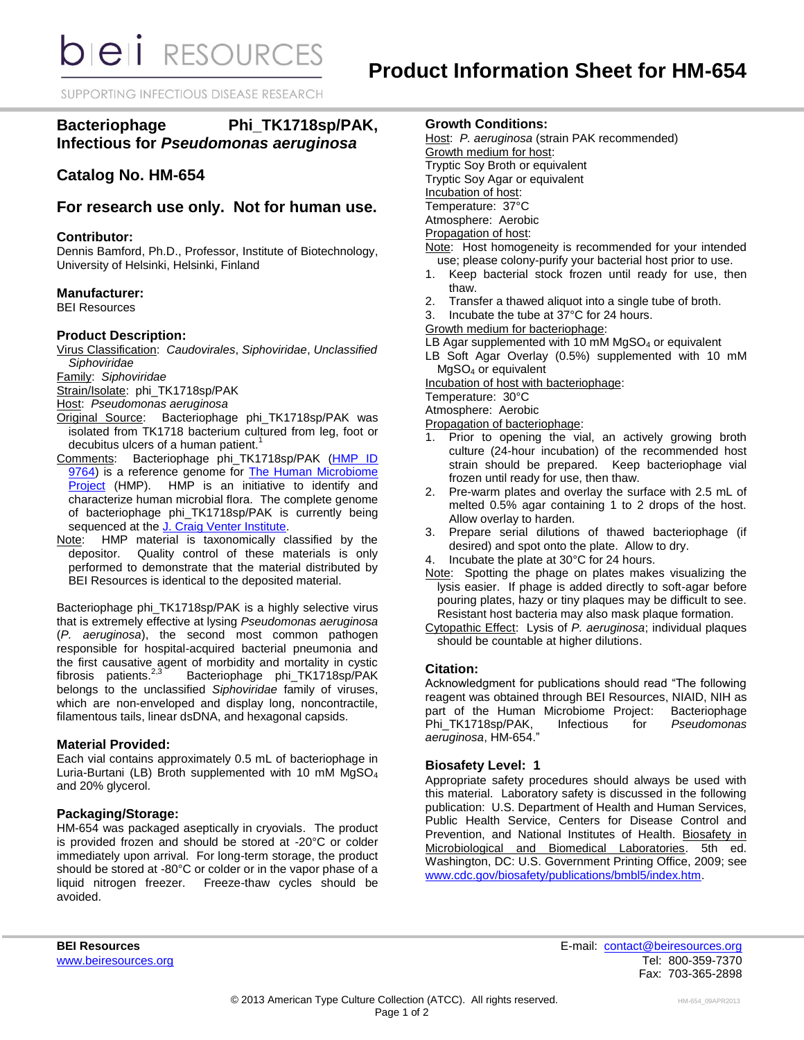# Product Information Sheet for HM-654

## Bacteriophage Phi_TK1718sp/PAK, Infectious for *Pseudomonas aeruginosa*

## Catalog No. HM-654

## For research use only. Not for human use.

### Contributor:

Dennis Bamford, Ph.D., Professor, Institute of Biotechnology, University of Helsinki, Helsinki, Finland

### Manufacturer:

BEI Resources

### Product Description:

Virus Classification: *Caudovirales*, *Siphoviridae*, *Unclassified Siphoviridae*

Family: *Siphoviridae*

Strain/Isolate: phi_TK1718sp/PAK

Host: *Pseudomonas aeruginosa*

Original Source: Bacteriophage phi_TK1718sp/PAK was isolated from TK1718 bacterium cultured from leg, foot or decubitus ulcers of a human patient.[1]

Comments: Bacteriophage phi_TK1718sp/PAK (HMP ID 9764) is a reference genome for The Human Microbiome Project (HMP). HMP is an initiative to identify and characterize human microbial flora. The complete genome of bacteriophage phi_TK1718sp/PAK is currently being sequenced at the J. Craig Venter Institute.

Note: HMP material is taxonomically classified by the depositor. Quality control of these materials is only performed to demonstrate that the material distributed by BEI Resources is identical to the deposited material.

Bacteriophage phi_TK1718sp/PAK is a highly selective virus that is extremely effective at lysing *Pseudomonas aeruginosa* (*P. aeruginosa*), the second most common pathogen responsible for hospital-acquired bacterial pneumonia and the first causative agent of morbidity and mortality in cystic fibrosis patients.[2,3] Bacteriophage phi_TK1718sp/PAK belongs to the unclassified *Siphoviridae* family of viruses, which are non-enveloped and display long, noncontractile, filamentous tails, linear dsDNA, and hexagonal capsids.

### Material Provided:

Each vial contains approximately 0.5 mL of bacteriophage in Luria-Burtani (LB) Broth supplemented with 10 mM $MgSO_4$ and 20% glycerol.

### Packaging/Storage:

HM-654 was packaged aseptically in cryovials. The product is provided frozen and should be stored at -20°C or colder immediately upon arrival. For long-term storage, the product should be stored at -80°C or colder or in the vapor phase of a liquid nitrogen freezer. Freeze-thaw cycles should be avoided.

### Growth Conditions:

Host: *P. aeruginosa* (strain PAK recommended)

Growth medium for host:
Tryptic Soy Broth or equivalent
Tryptic Soy Agar or equivalent

Incubation of host:
Temperature: 37°C
Atmosphere: Aerobic

Propagation of host:

Note: Host homogeneity is recommended for your intended use; please colony-purify your bacterial host prior to use.

1. Keep bacterial stock frozen until ready for use, then thaw.
2. Transfer a thawed aliquot into a single tube of broth.
3. Incubate the tube at 37°C for 24 hours.

Growth medium for bacteriophage:
LB Agar supplemented with 10 mM $MgSO_4$ or equivalent
LB Soft Agar Overlay (0.5%) supplemented with 10 mM $MgSO_4$ or equivalent

Incubation of host with bacteriophage:
Temperature: 30°C
Atmosphere: Aerobic

Propagation of bacteriophage:

1. Prior to opening the vial, an actively growing broth culture (24-hour incubation) of the recommended host strain should be prepared. Keep bacteriophage vial frozen until ready for use, then thaw.
2. Pre-warm plates and overlay the surface with 2.5 mL of melted 0.5% agar containing 1 to 2 drops of the host. Allow overlay to harden.
3. Prepare serial dilutions of thawed bacteriophage (if desired) and spot onto the plate. Allow to dry.
4. Incubate the plate at 30°C for 24 hours.

Note: Spotting the phage on plates makes visualizing the lysis easier. If phage is added directly to soft-agar before pouring plates, hazy or tiny plaques may be difficult to see. Resistant host bacteria may also mask plaque formation.

Cytopathic Effect: Lysis of *P. aeruginosa*; individual plaques should be countable at higher dilutions.

### Citation:

Acknowledgment for publications should read "The following reagent was obtained through BEI Resources, NIAID, NIH as part of the Human Microbiome Project: Bacteriophage Phi_TK1718sp/PAK, Infectious for *Pseudomonas aeruginosa*, HM-654."

### Biosafety Level: 1

Appropriate safety procedures should always be used with this material. Laboratory safety is discussed in the following publication: U.S. Department of Health and Human Services, Public Health Service, Centers for Disease Control and Prevention, and National Institutes of Health. Biosafety in Microbiological and Biomedical Laboratories. 5th ed. Washington, DC: U.S. Government Printing Office, 2009; see www.cdc.gov/biosafety/publications/bmbl5/index.htm.

BEI Resources
www.beiresources.org

E-mail: contact@beiresources.org
Tel: 800-359-7370
Fax: 703-365-2898

© 2013 American Type Culture Collection (ATCC). All rights reserved.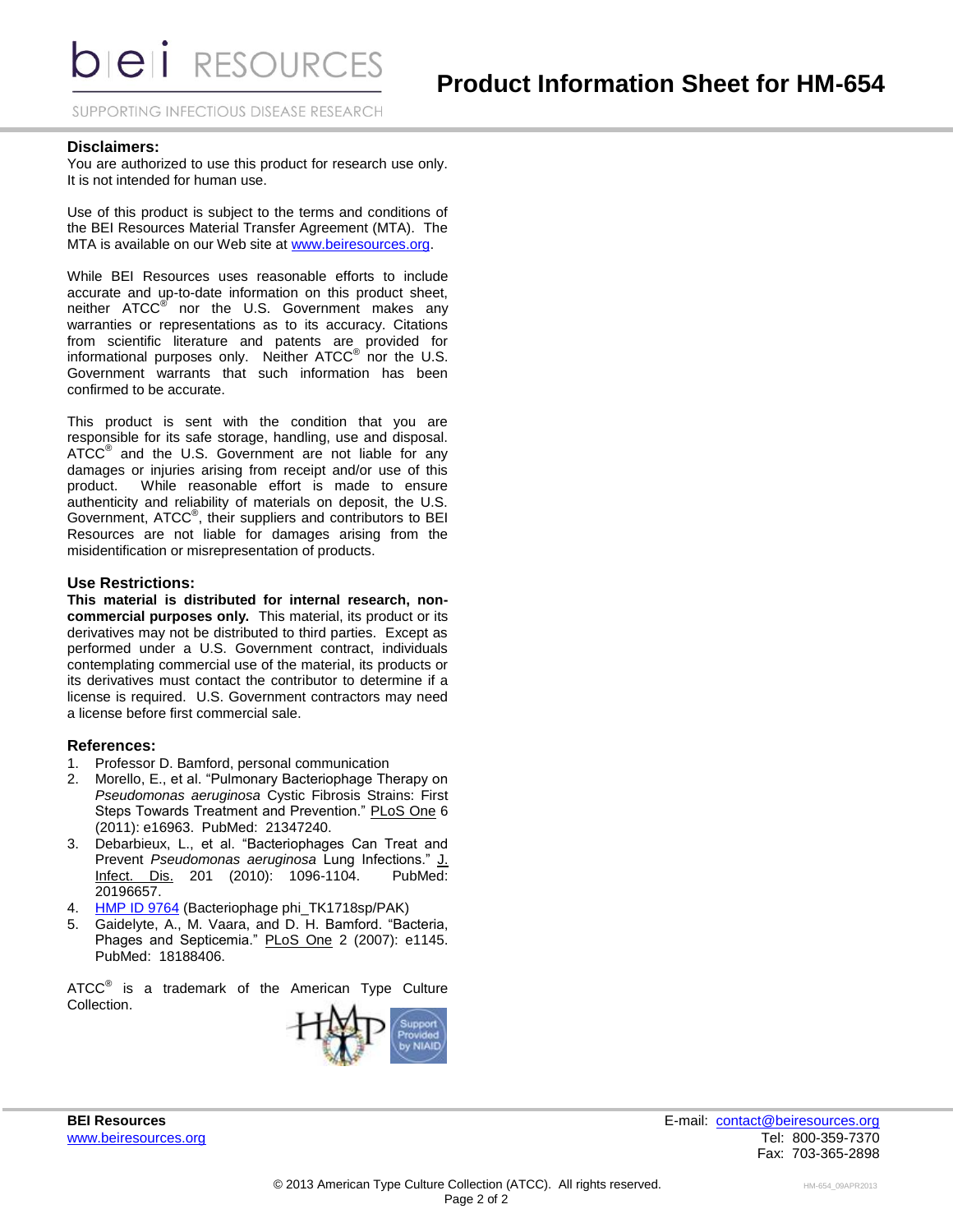## Disclaimers:

You are authorized to use this product for research use only. It is not intended for human use.

Use of this product is subject to the terms and conditions of the BEI Resources Material Transfer Agreement (MTA). The MTA is available on our Web site at www.beiresources.org.

While BEI Resources uses reasonable efforts to include accurate and up-to-date information on this product sheet, neither ATCC® nor the U.S. Government makes any warranties or representations as to its accuracy. Citations from scientific literature and patents are provided for informational purposes only. Neither ATCC® nor the U.S. Government warrants that such information has been confirmed to be accurate.

This product is sent with the condition that you are responsible for its safe storage, handling, use and disposal. ATCC® and the U.S. Government are not liable for any damages or injuries arising from receipt and/or use of this product. While reasonable effort is made to ensure authenticity and reliability of materials on deposit, the U.S. Government, ATCC®, their suppliers and contributors to BEI Resources are not liable for damages arising from the misidentification or misrepresentation of products.

## Use Restrictions:

**This material is distributed for internal research, non-commercial purposes only.** This material, its product or its derivatives may not be distributed to third parties. Except as performed under a U.S. Government contract, individuals contemplating commercial use of the material, its products or its derivatives must contact the contributor to determine if a license is required. U.S. Government contractors may need a license before first commercial sale.

## References:

1. Professor D. Bamford, personal communication
2. Morello, E., et al. "Pulmonary Bacteriophage Therapy on *Pseudomonas aeruginosa* Cystic Fibrosis Strains: First Steps Towards Treatment and Prevention." PLoS One 6 (2011): e16963. PubMed: 21347240.
3. Debarbieux, L., et al. "Bacteriophages Can Treat and Prevent *Pseudomonas aeruginosa* Lung Infections." J. Infect. Dis. 201 (2010): 1096-1104. PubMed: 20196657.
4. HMP ID 9764 (Bacteriophage phi_TK1718sp/PAK)
5. Gaidelyte, A., M. Vaara, and D. H. Bamford. "Bacteria, Phages and Septicemia." PLoS One 2 (2007): e1145. PubMed: 18188406.

ATCC® is a trademark of the American Type Culture Collection.

**BEI Resources**
www.beiresources.org

E-mail: contact@beiresources.org
Tel: 800-359-7370
Fax: 703-365-2898

© 2013 American Type Culture Collection (ATCC). All rights reserved.